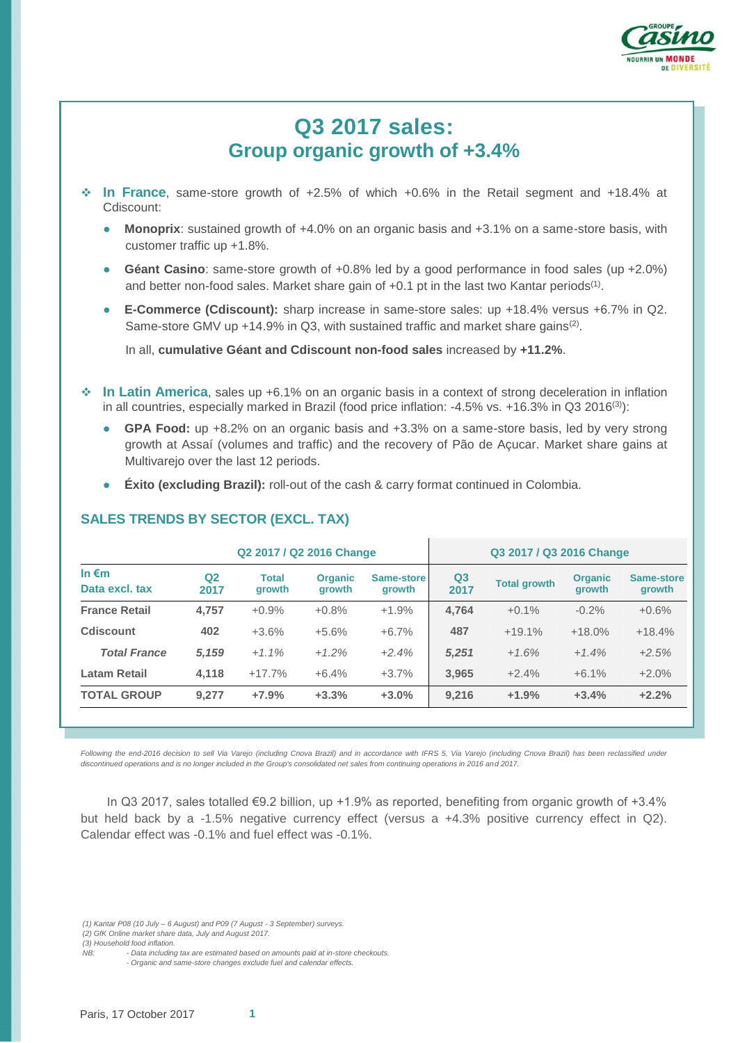# Q3 2017 sales:
## Group organic growth of +3.4%

- **In France**, same-store growth of +2.5% of which +0.6% in the Retail segment and +18.4% at Cdiscount:
  - **Monoprix**: sustained growth of +4.0% on an organic basis and +3.1% on a same-store basis, with customer traffic up +1.8%.
  - **Géant Casino**: same-store growth of +0.8% led by a good performance in food sales (up +2.0%) and better non-food sales. Market share gain of +0.1 pt in the last two Kantar periods[1].
  - **E-Commerce (Cdiscount):** sharp increase in same-store sales: up +18.4% versus +6.7% in Q2. Same-store GMV up +14.9% in Q3, with sustained traffic and market share gains[2].

  In all, **cumulative Géant and Cdiscount non-food sales** increased by **+11.2%**.

- **In Latin America**, sales up +6.1% on an organic basis in a context of strong deceleration in inflation in all countries, especially marked in Brazil (food price inflation: -4.5% vs. +16.3% in Q3 2016[3]):
  - **GPA Food:** up +8.2% on an organic basis and +3.3% on a same-store basis, led by very strong growth at Assaí (volumes and traffic) and the recovery of Pão de Açucar. Market share gains at Multivarejo over the last 12 periods.
  - **Éxito (excluding Brazil):** roll-out of the cash & carry format continued in Colombia.

### SALES TRENDS BY SECTOR (EXCL. TAX)

| In €m<br>Data excl. tax | Q2 2017 / Q2 2016 Change | | | | Q3 2017 / Q3 2016 Change | | | |
|---|---|---|---|---|---|---|---|---|
| | Q2 2017 | Total growth | Organic growth | Same-store growth | Q3 2017 | Total growth | Organic growth | Same-store growth |
| **France Retail** | 4,757 | +0.9% | +0.8% | +1.9% | 4,764 | +0.1% | -0.2% | +0.6% |
| **Cdiscount** | 402 | +3.6% | +5.6% | +6.7% | 487 | +19.1% | +18.0% | +18.4% |
| ***Total France*** | *5,159* | *+1.1%* | *+1.2%* | *+2.4%* | *5,251* | *+1.6%* | *+1.4%* | *+2.5%* |
| **Latam Retail** | 4,118 | +17.7% | +6.4% | +3.7% | 3,965 | +2.4% | +6.1% | +2.0% |
| **TOTAL GROUP** | **9,277** | **+7.9%** | **+3.3%** | **+3.0%** | **9,216** | **+1.9%** | **+3.4%** | **+2.2%** |

*Following the end-2016 decision to sell Via Varejo (including Cnova Brazil) and in accordance with IFRS 5, Via Varejo (including Cnova Brazil) has been reclassified under discontinued operations and is no longer included in the Group's consolidated net sales from continuing operations in 2016 and 2017.*

In Q3 2017, sales totalled €9.2 billion, up +1.9% as reported, benefiting from organic growth of +3.4% but held back by a -1.5% negative currency effect (versus a +4.3% positive currency effect in Q2). Calendar effect was -0.1% and fuel effect was -0.1%.

*(1) Kantar P08 (10 July – 6 August) and P09 (7 August - 3 September) surveys.*
*(2) GfK Online market share data, July and August 2017.*
*(3) Household food inflation.*
*NB: - Data including tax are estimated based on amounts paid at in-store checkouts.*
*- Organic and same-store changes exclude fuel and calendar effects.*

Paris, 17 October 2017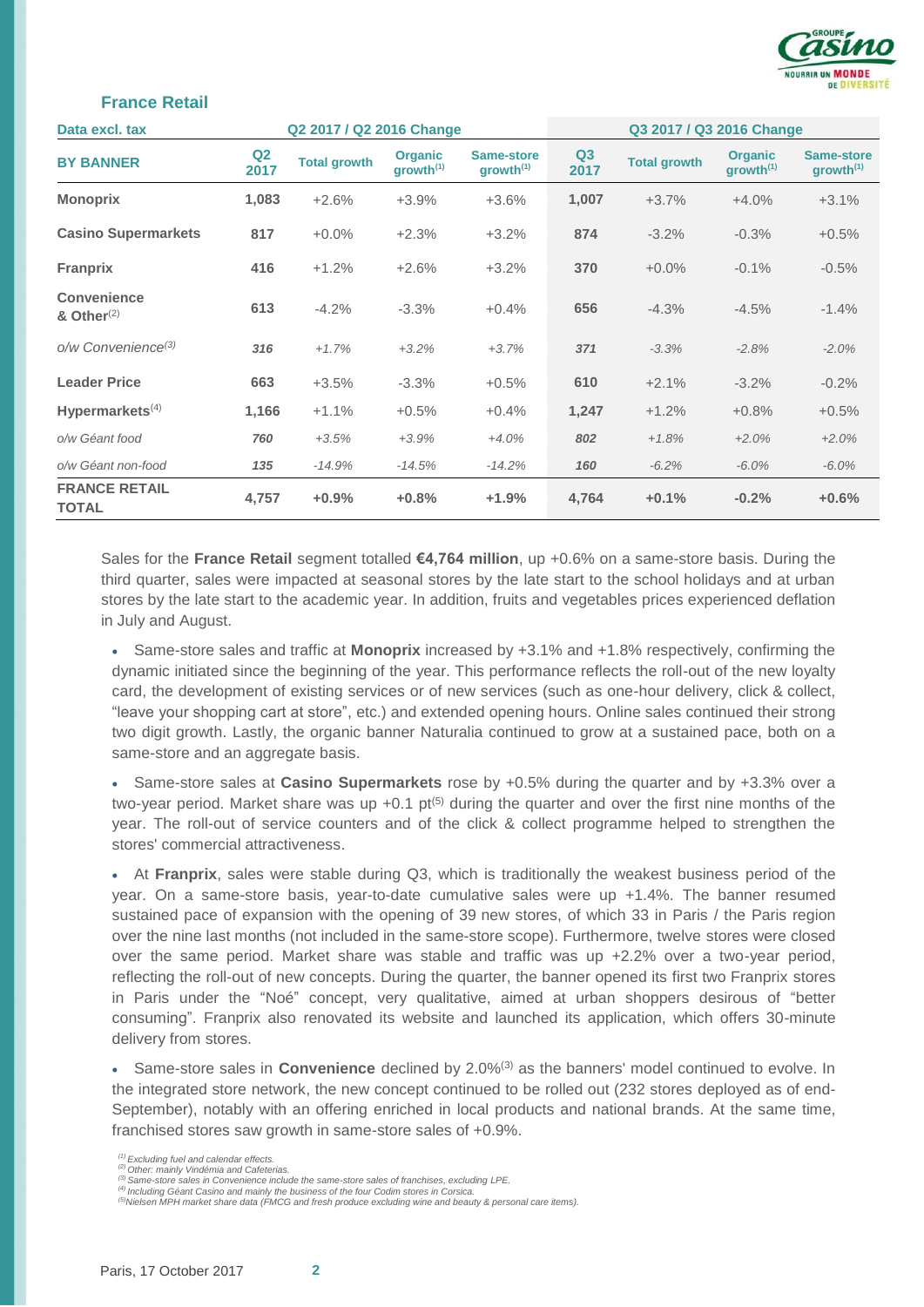## France Retail

| Data excl. tax | Q2 2017 / Q2 2016 Change | | | | Q3 2017 / Q3 2016 Change | | | |
|---|---|---|---|---|---|---|---|---|
| **BY BANNER** | **Q2 2017** | **Total growth** | **Organic growth[1]** | **Same-store growth[1]** | **Q3 2017** | **Total growth** | **Organic growth[1]** | **Same-store growth[1]** |
| **Monoprix** | **1,083** | +2.6% | +3.9% | +3.6% | **1,007** | +3.7% | +4.0% | +3.1% |
| **Casino Supermarkets** | **817** | +0.0% | +2.3% | +3.2% | **874** | -3.2% | -0.3% | +0.5% |
| **Franprix** | **416** | +1.2% | +2.6% | +3.2% | **370** | +0.0% | -0.1% | -0.5% |
| **Convenience & Other[2]** | **613** | -4.2% | -3.3% | +0.4% | **656** | -4.3% | -4.5% | -1.4% |
| *o/w Convenience[3]* | ***316*** | *+1.7%* | *+3.2%* | *+3.7%* | ***371*** | *-3.3%* | *-2.8%* | *-2.0%* |
| **Leader Price** | **663** | +3.5% | -3.3% | +0.5% | **610** | +2.1% | -3.2% | -0.2% |
| **Hypermarkets[4]** | **1,166** | +1.1% | +0.5% | +0.4% | **1,247** | +1.2% | +0.8% | +0.5% |
| *o/w Géant food* | ***760*** | *+3.5%* | *+3.9%* | *+4.0%* | ***802*** | *+1.8%* | *+2.0%* | *+2.0%* |
| *o/w Géant non-food* | ***135*** | *-14.9%* | *-14.5%* | *-14.2%* | ***160*** | *-6.2%* | *-6.0%* | *-6.0%* |
| **FRANCE RETAIL TOTAL** | **4,757** | **+0.9%** | **+0.8%** | **+1.9%** | **4,764** | **+0.1%** | **-0.2%** | **+0.6%** |

Sales for the **France Retail** segment totalled **€4,764 million**, up +0.6% on a same-store basis. During the third quarter, sales were impacted at seasonal stores by the late start to the school holidays and at urban stores by the late start to the academic year. In addition, fruits and vegetables prices experienced deflation in July and August.

- Same-store sales and traffic at **Monoprix** increased by +3.1% and +1.8% respectively, confirming the dynamic initiated since the beginning of the year. This performance reflects the roll-out of the new loyalty card, the development of existing services or of new services (such as one-hour delivery, click & collect, "leave your shopping cart at store", etc.) and extended opening hours. Online sales continued their strong two digit growth. Lastly, the organic banner Naturalia continued to grow at a sustained pace, both on a same-store and an aggregate basis.

- Same-store sales at **Casino Supermarkets** rose by +0.5% during the quarter and by +3.3% over a two-year period. Market share was up +0.1 pt[5] during the quarter and over the first nine months of the year. The roll-out of service counters and of the click & collect programme helped to strengthen the stores' commercial attractiveness.

- At **Franprix**, sales were stable during Q3, which is traditionally the weakest business period of the year. On a same-store basis, year-to-date cumulative sales were up +1.4%. The banner resumed sustained pace of expansion with the opening of 39 new stores, of which 33 in Paris / the Paris region over the nine last months (not included in the same-store scope). Furthermore, twelve stores were closed over the same period. Market share was stable and traffic was up +2.2% over a two-year period, reflecting the roll-out of new concepts. During the quarter, the banner opened its first two Franprix stores in Paris under the "Noé" concept, very qualitative, aimed at urban shoppers desirous of "better consuming". Franprix also renovated its website and launched its application, which offers 30-minute delivery from stores.

- Same-store sales in **Convenience** declined by 2.0%[3] as the banners' model continued to evolve. In the integrated store network, the new concept continued to be rolled out (232 stores deployed as of end-September), notably with an offering enriched in local products and national brands. At the same time, franchised stores saw growth in same-store sales of +0.9%.

*[1] Excluding fuel and calendar effects.*
*[2] Other: mainly Vindémia and Cafeterias.*
*[3] Same-store sales in Convenience include the same-store sales of franchises, excluding LPE.*
*[4] Including Géant Casino and mainly the business of the four Codim stores in Corsica.*
*[5] Nielsen MPH market share data (FMCG and fresh produce excluding wine and beauty & personal care items).*

Paris, 17 October 2017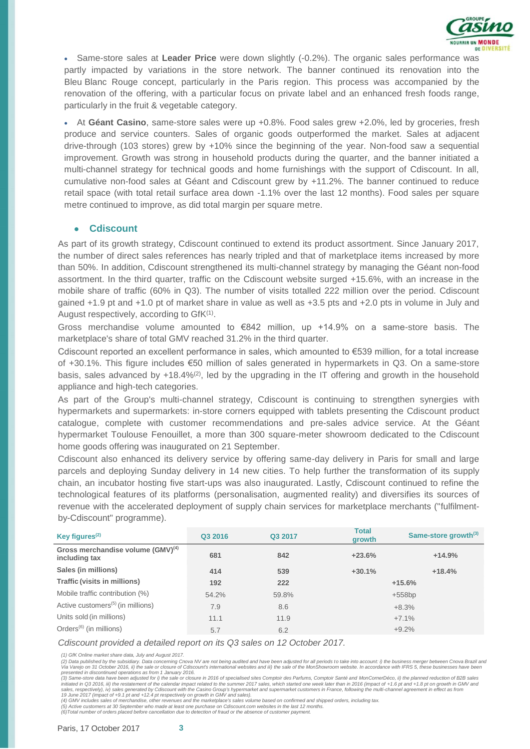- Same-store sales at **Leader Price** were down slightly (-0.2%). The organic sales performance was partly impacted by variations in the store network. The banner continued its renovation into the Bleu Blanc Rouge concept, particularly in the Paris region. This process was accompanied by the renovation of the offering, with a particular focus on private label and an enhanced fresh foods range, particularly in the fruit & vegetable category.

- At **Géant Casino**, same-store sales were up +0.8%. Food sales grew +2.0%, led by groceries, fresh produce and service counters. Sales of organic goods outperformed the market. Sales at adjacent drive-through (103 stores) grew by +10% since the beginning of the year. Non-food saw a sequential improvement. Growth was strong in household products during the quarter, and the banner initiated a multi-channel strategy for technical goods and home furnishings with the support of Cdiscount. In all, cumulative non-food sales at Géant and Cdiscount grew by +11.2%. The banner continued to reduce retail space (with total retail surface area down -1.1% over the last 12 months). Food sales per square metre continued to improve, as did total margin per square metre.

- **Cdiscount**

As part of its growth strategy, Cdiscount continued to extend its product assortment. Since January 2017, the number of direct sales references has nearly tripled and that of marketplace items increased by more than 50%. In addition, Cdiscount strengthened its multi-channel strategy by managing the Géant non-food assortment. In the third quarter, traffic on the Cdiscount website surged +15.6%, with an increase in the mobile share of traffic (60% in Q3). The number of visits totalled 222 million over the period. Cdiscount gained +1.9 pt and +1.0 pt of market share in value as well as +3.5 pts and +2.0 pts in volume in July and August respectively, according to GfK[1].

Gross merchandise volume amounted to €842 million, up +14.9% on a same-store basis. The marketplace's share of total GMV reached 31.2% in the third quarter.

Cdiscount reported an excellent performance in sales, which amounted to €539 million, for a total increase of +30.1%. This figure includes €50 million of sales generated in hypermarkets in Q3. On a same-store basis, sales advanced by +18.4%[2], led by the upgrading in the IT offering and growth in the household appliance and high-tech categories.

As part of the Group's multi-channel strategy, Cdiscount is continuing to strengthen synergies with hypermarkets and supermarkets: in-store corners equipped with tablets presenting the Cdiscount product catalogue, complete with customer recommendations and pre-sales advice service. At the Géant hypermarket Toulouse Fenouillet, a more than 300 square-meter showroom dedicated to the Cdiscount home goods offering was inaugurated on 21 September.

Cdiscount also enhanced its delivery service by offering same-day delivery in Paris for small and large parcels and deploying Sunday delivery in 14 new cities. To help further the transformation of its supply chain, an incubator hosting five start-ups was also inaugurated. Lastly, Cdiscount continued to refine the technological features of its platforms (personalisation, augmented reality) and diversifies its sources of revenue with the accelerated deployment of supply chain services for marketplace merchants ("fulfilment-by-Cdiscount" programme).

| Key figures[2] | Q3 2016 | Q3 2017 | Total growth | Same-store growth[3] |
|---|---|---|---|---|
| **Gross merchandise volume (GMV)[4] including tax** | **681** | **842** | **+23.6%** | **+14.9%** |
| **Sales (in millions)** | **414** | **539** | **+30.1%** | **+18.4%** |
| **Traffic (visits in millions)** | **192** | **222** | **+15.6%** | |
| Mobile traffic contribution (%) | 54.2% | 59.8% | +558bp | |
| Active customers[5] (in millions) | 7.9 | 8.6 | +8.3% | |
| Units sold (in millions) | 11.1 | 11.9 | +7.1% | |
| Orders[6] (in millions) | 5.7 | 6.2 | +9.2% | |

*Cdiscount provided a detailed report on its Q3 sales on 12 October 2017.*

*(1) GfK Online market share data, July and August 2017.*
*(2) Data published by the subsidiary. Data concerning Cnova NV are not being audited and have been adjusted for all periods to take into account: i) the business merger between Cnova Brazil and Via Varejo on 31 October 2016, ii) the sale or closure of Cdiscount's international websites and iii) the sale of the MonShowroom website. In accordance with IFRS 5, these businesses have been presented in discontinued operations as from 1 January 2016.*
*(3) Same-store data have been adjusted for i) the sale or closure in 2016 of specialised sites Comptoir des Parfums, Comptoir Santé and MonCornerDéco, ii) the planned reduction of B2B sales initiated in Q3 2016, iii) the restatement of the calendar impact related to the summer 2017 sales, which started one week later than in 2016 (impact of +1.6 pt and +1.8 pt on growth in GMV and sales, respectively), iv) sales generated by Cdiscount with the Casino Group's hypermarket and supermarket customers in France, following the multi-channel agreement in effect as from 19 June 2017 (impact of +9.1 pt and +12.4 pt respectively on growth in GMV and sales).*
*(4) GMV includes sales of merchandise, other revenues and the marketplace's sales volume based on confirmed and shipped orders, including tax.*
*(5) Active customers at 30 September who made at least one purchase on Cdiscount.com websites in the last 12 months.*
*(6)Total number of orders placed before cancellation due to detection of fraud or the absence of customer payment.*

Paris, 17 October 2017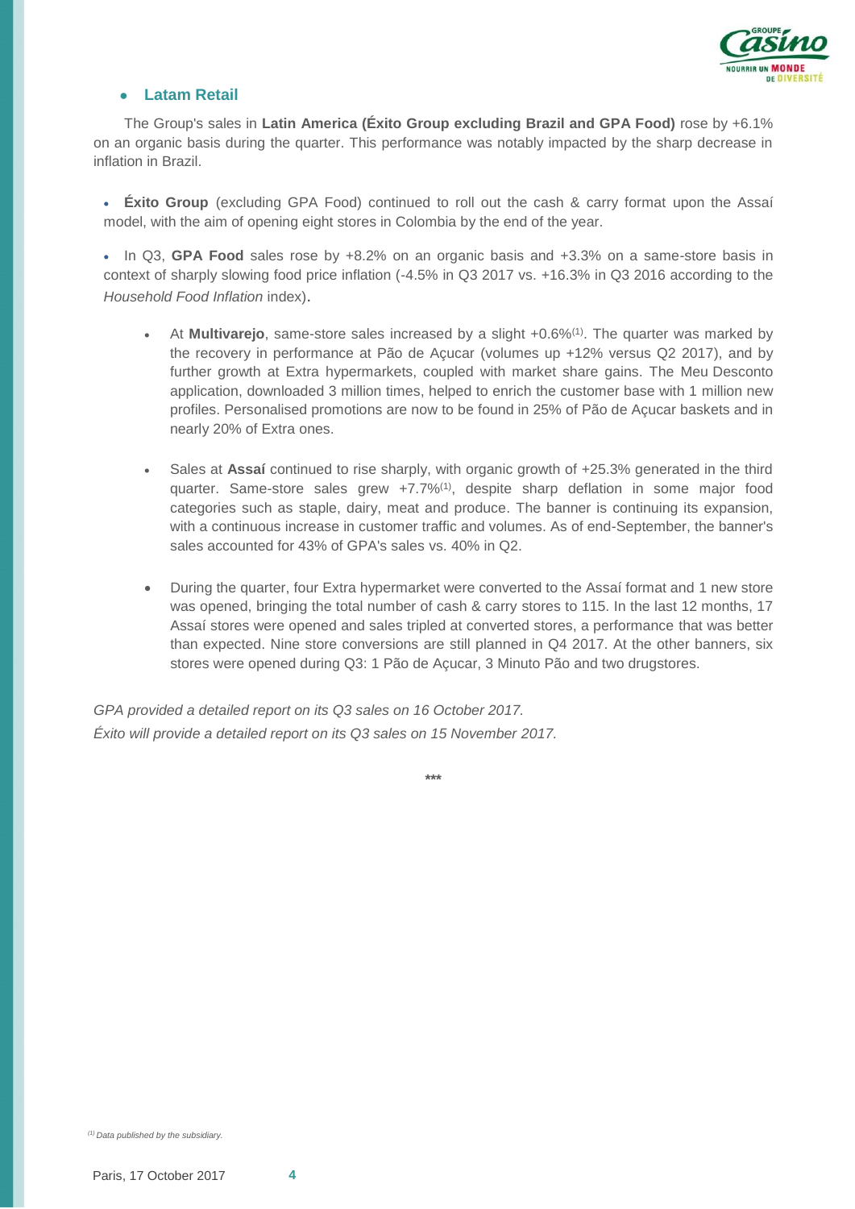- **Latam Retail**

The Group's sales in **Latin America (Éxito Group excluding Brazil and GPA Food)** rose by +6.1% on an organic basis during the quarter. This performance was notably impacted by the sharp decrease in inflation in Brazil.

- **Éxito Group** (excluding GPA Food) continued to roll out the cash & carry format upon the Assaí model, with the aim of opening eight stores in Colombia by the end of the year.

- In Q3, **GPA Food** sales rose by +8.2% on an organic basis and +3.3% on a same-store basis in context of sharply slowing food price inflation (-4.5% in Q3 2017 vs. +16.3% in Q3 2016 according to the *Household Food Inflation* index).

  - At **Multivarejo**, same-store sales increased by a slight +0.6%[1]. The quarter was marked by the recovery in performance at Pão de Açucar (volumes up +12% versus Q2 2017), and by further growth at Extra hypermarkets, coupled with market share gains. The Meu Desconto application, downloaded 3 million times, helped to enrich the customer base with 1 million new profiles. Personalised promotions are now to be found in 25% of Pão de Açucar baskets and in nearly 20% of Extra ones.

  - Sales at **Assaí** continued to rise sharply, with organic growth of +25.3% generated in the third quarter. Same-store sales grew +7.7%[1], despite sharp deflation in some major food categories such as staple, dairy, meat and produce. The banner is continuing its expansion, with a continuous increase in customer traffic and volumes. As of end-September, the banner's sales accounted for 43% of GPA's sales vs. 40% in Q2.

  - During the quarter, four Extra hypermarket were converted to the Assaí format and 1 new store was opened, bringing the total number of cash & carry stores to 115. In the last 12 months, 17 Assaí stores were opened and sales tripled at converted stores, a performance that was better than expected. Nine store conversions are still planned in Q4 2017. At the other banners, six stores were opened during Q3: 1 Pão de Açucar, 3 Minuto Pão and two drugstores.

*GPA provided a detailed report on its Q3 sales on 16 October 2017.*
*Éxito will provide a detailed report on its Q3 sales on 15 November 2017.*

\*\*\*

[1] *Data published by the subsidiary.*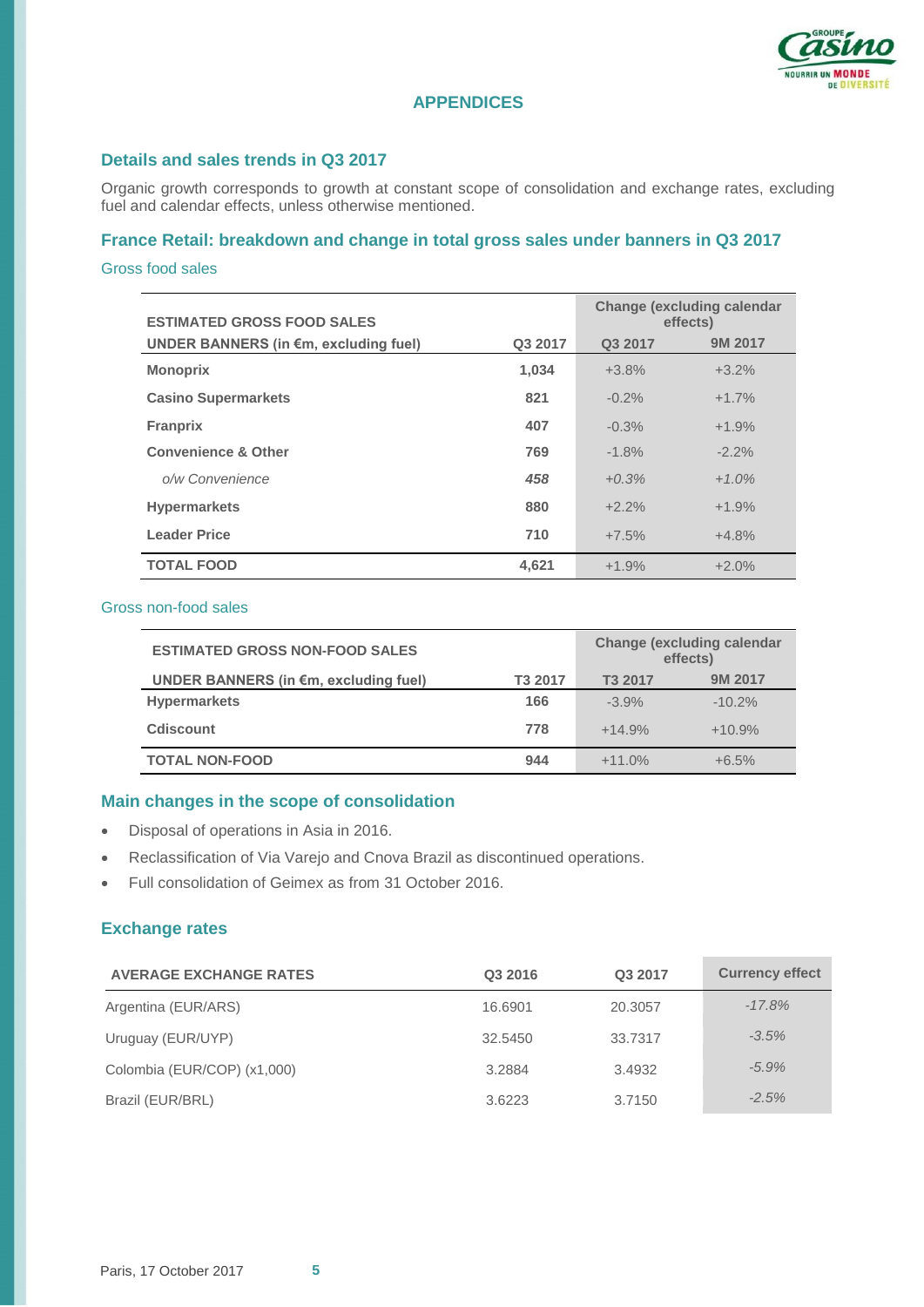## APPENDICES

### Details and sales trends in Q3 2017

Organic growth corresponds to growth at constant scope of consolidation and exchange rates, excluding fuel and calendar effects, unless otherwise mentioned.

### France Retail: breakdown and change in total gross sales under banners in Q3 2017

Gross food sales

| ESTIMATED GROSS FOOD SALES UNDER BANNERS (in €m, excluding fuel) | Q3 2017 | Change (excluding calendar effects) | |
|---|---|---|---|
| | | Q3 2017 | 9M 2017 |
| **Monoprix** | **1,034** | +3.8% | +3.2% |
| **Casino Supermarkets** | **821** | -0.2% | +1.7% |
| **Franprix** | **407** | -0.3% | +1.9% |
| **Convenience & Other** | **769** | -1.8% | -2.2% |
| *o/w Convenience* | ***458*** | *+0.3%* | *+1.0%* |
| **Hypermarkets** | **880** | +2.2% | +1.9% |
| **Leader Price** | **710** | +7.5% | +4.8% |
| **TOTAL FOOD** | **4,621** | +1.9% | +2.0% |

Gross non-food sales

| ESTIMATED GROSS NON-FOOD SALES UNDER BANNERS (in €m, excluding fuel) | T3 2017 | Change (excluding calendar effects) | |
|---|---|---|---|
| | | T3 2017 | 9M 2017 |
| **Hypermarkets** | **166** | -3.9% | -10.2% |
| **Cdiscount** | **778** | +14.9% | +10.9% |
| **TOTAL NON-FOOD** | **944** | +11.0% | +6.5% |

### Main changes in the scope of consolidation

- Disposal of operations in Asia in 2016.
- Reclassification of Via Varejo and Cnova Brazil as discontinued operations.
- Full consolidation of Geimex as from 31 October 2016.

### Exchange rates

| AVERAGE EXCHANGE RATES | Q3 2016 | Q3 2017 | Currency effect |
|---|---|---|---|
| Argentina (EUR/ARS) | 16.6901 | 20.3057 | *-17.8%* |
| Uruguay (EUR/UYP) | 32.5450 | 33.7317 | *-3.5%* |
| Colombia (EUR/COP) (x1,000) | 3.2884 | 3.4932 | *-5.9%* |
| Brazil (EUR/BRL) | 3.6223 | 3.7150 | *-2.5%* |

Paris, 17 October 2017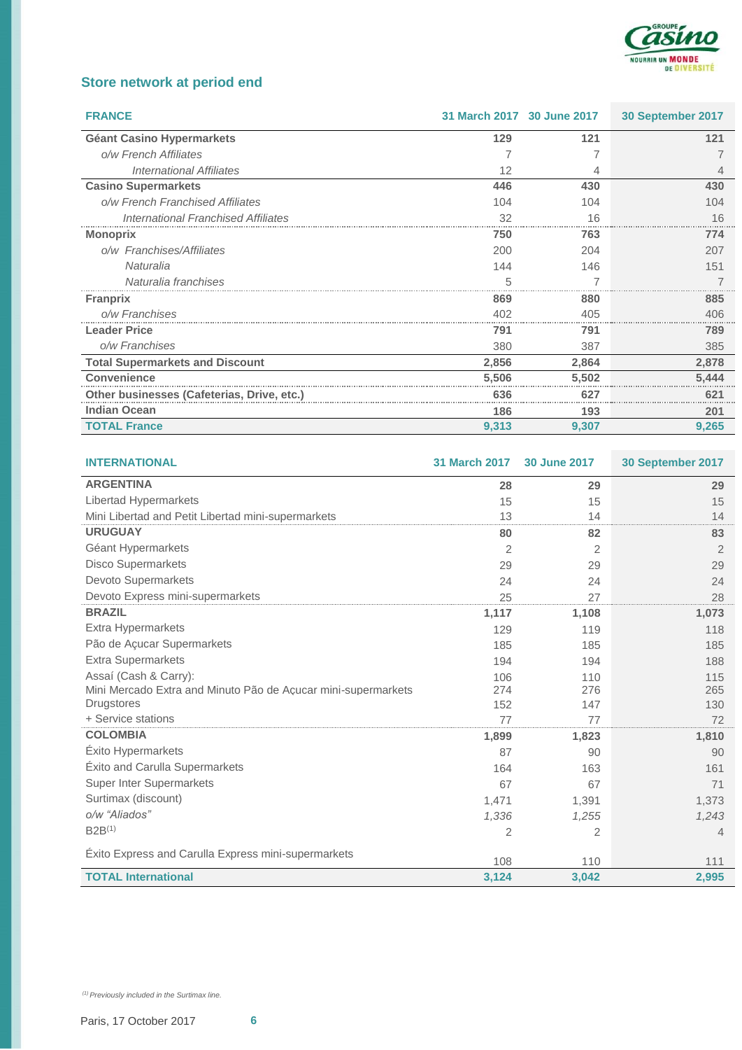## Store network at period end

| FRANCE | 31 March 2017 | 30 June 2017 | 30 September 2017 |
|---|---|---|---|
| **Géant Casino Hypermarkets** | **129** | **121** | **121** |
| *o/w French Affiliates* | 7 | 7 | 7 |
| *International Affiliates* | 12 | 4 | 4 |
| **Casino Supermarkets** | **446** | **430** | **430** |
| *o/w French Franchised Affiliates* | 104 | 104 | 104 |
| *International Franchised Affiliates* | 32 | 16 | 16 |
| **Monoprix** | **750** | **763** | **774** |
| *o/w Franchises/Affiliates* | 200 | 204 | 207 |
| *Naturalia* | 144 | 146 | 151 |
| *Naturalia franchises* | 5 | 7 | 7 |
| **Franprix** | **869** | **880** | **885** |
| *o/w Franchises* | 402 | 405 | 406 |
| **Leader Price** | **791** | **791** | **789** |
| *o/w Franchises* | 380 | 387 | 385 |
| **Total Supermarkets and Discount** | **2,856** | **2,864** | **2,878** |
| **Convenience** | **5,506** | **5,502** | **5,444** |
| **Other businesses (Cafeterias, Drive, etc.)** | **636** | **627** | **621** |
| **Indian Ocean** | **186** | **193** | **201** |
| **TOTAL France** | **9,313** | **9,307** | **9,265** |

| INTERNATIONAL | 31 March 2017 | 30 June 2017 | 30 September 2017 |
|---|---|---|---|
| **ARGENTINA** | **28** | **29** | **29** |
| Libertad Hypermarkets | 15 | 15 | 15 |
| Mini Libertad and Petit Libertad mini-supermarkets | 13 | 14 | 14 |
| **URUGUAY** | **80** | **82** | **83** |
| Géant Hypermarkets | 2 | 2 | 2 |
| Disco Supermarkets | 29 | 29 | 29 |
| Devoto Supermarkets | 24 | 24 | 24 |
| Devoto Express mini-supermarkets | 25 | 27 | 28 |
| **BRAZIL** | **1,117** | **1,108** | **1,073** |
| Extra Hypermarkets | 129 | 119 | 118 |
| Pão de Açucar Supermarkets | 185 | 185 | 185 |
| Extra Supermarkets | 194 | 194 | 188 |
| Assaí (Cash & Carry): | 106 | 110 | 115 |
| Mini Mercado Extra and Minuto Pão de Açucar mini-supermarkets | 274 | 276 | 265 |
| Drugstores | 152 | 147 | 130 |
| + Service stations | 77 | 77 | 72 |
| **COLOMBIA** | **1,899** | **1,823** | **1,810** |
| Éxito Hypermarkets | 87 | 90 | 90 |
| Éxito and Carulla Supermarkets | 164 | 163 | 161 |
| Super Inter Supermarkets | 67 | 67 | 71 |
| Surtimax (discount) | 1,471 | 1,391 | 1,373 |
| *o/w "Aliados"* | *1,336* | *1,255* | *1,243* |
| B2B[(1)] | 2 | 2 | 4 |
| Éxito Express and Carulla Express mini-supermarkets | 108 | 110 | 111 |
| **TOTAL International** | **3,124** | **3,042** | **2,995** |

*[(1)] Previously included in the Surtimax line.*

Paris, 17 October 2017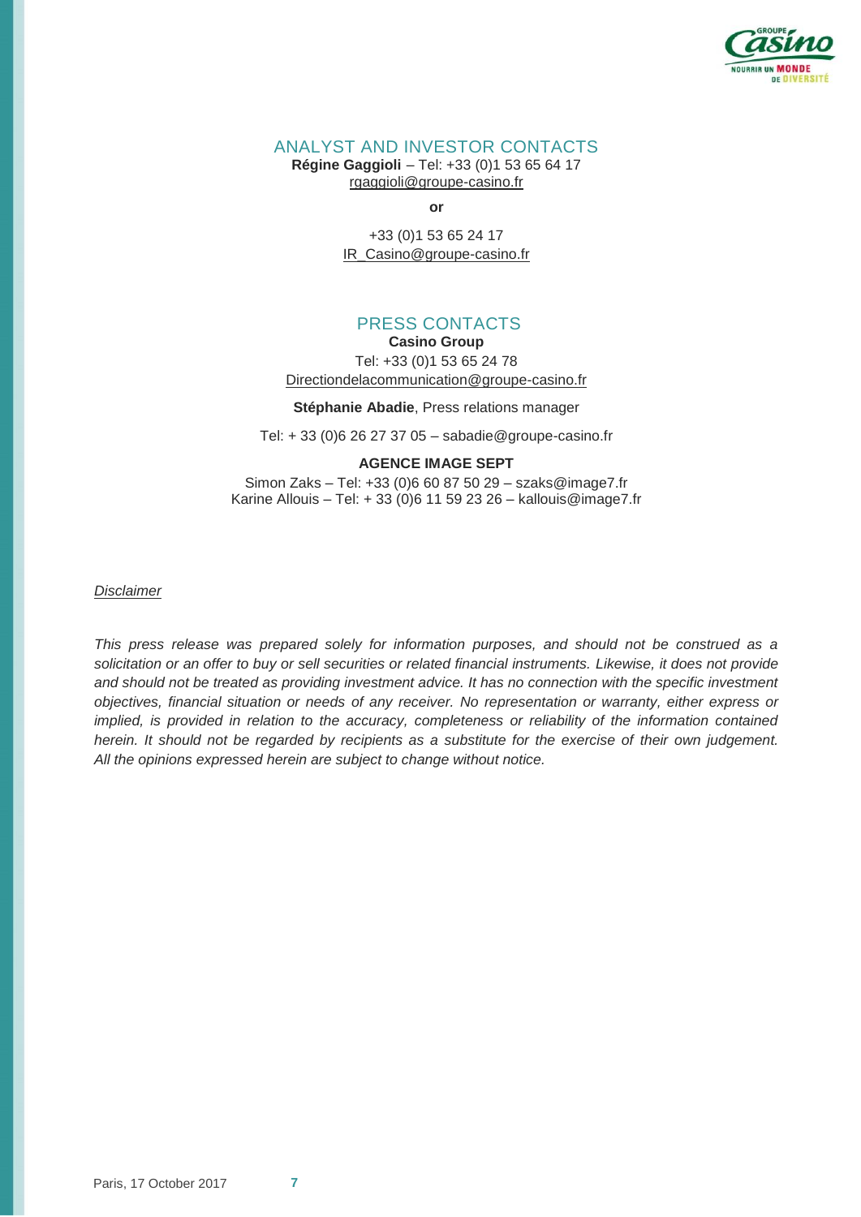## ANALYST AND INVESTOR CONTACTS

**Régine Gaggioli** – Tel: +33 (0)1 53 65 64 17
rgaggioli@groupe-casino.fr

**or**

+33 (0)1 53 65 24 17
IR_Casino@groupe-casino.fr

## PRESS CONTACTS

**Casino Group**

Tel: +33 (0)1 53 65 24 78
Directiondelacommunication@groupe-casino.fr

**Stéphanie Abadie**, Press relations manager

Tel: + 33 (0)6 26 27 37 05 – sabadie@groupe-casino.fr

**AGENCE IMAGE SEPT**

Simon Zaks – Tel: +33 (0)6 60 87 50 29 – szaks@image7.fr
Karine Allouis – Tel: + 33 (0)6 11 59 23 26 – kallouis@image7.fr

*Disclaimer*

*This press release was prepared solely for information purposes, and should not be construed as a solicitation or an offer to buy or sell securities or related financial instruments. Likewise, it does not provide and should not be treated as providing investment advice. It has no connection with the specific investment objectives, financial situation or needs of any receiver. No representation or warranty, either express or implied, is provided in relation to the accuracy, completeness or reliability of the information contained herein. It should not be regarded by recipients as a substitute for the exercise of their own judgement. All the opinions expressed herein are subject to change without notice.*